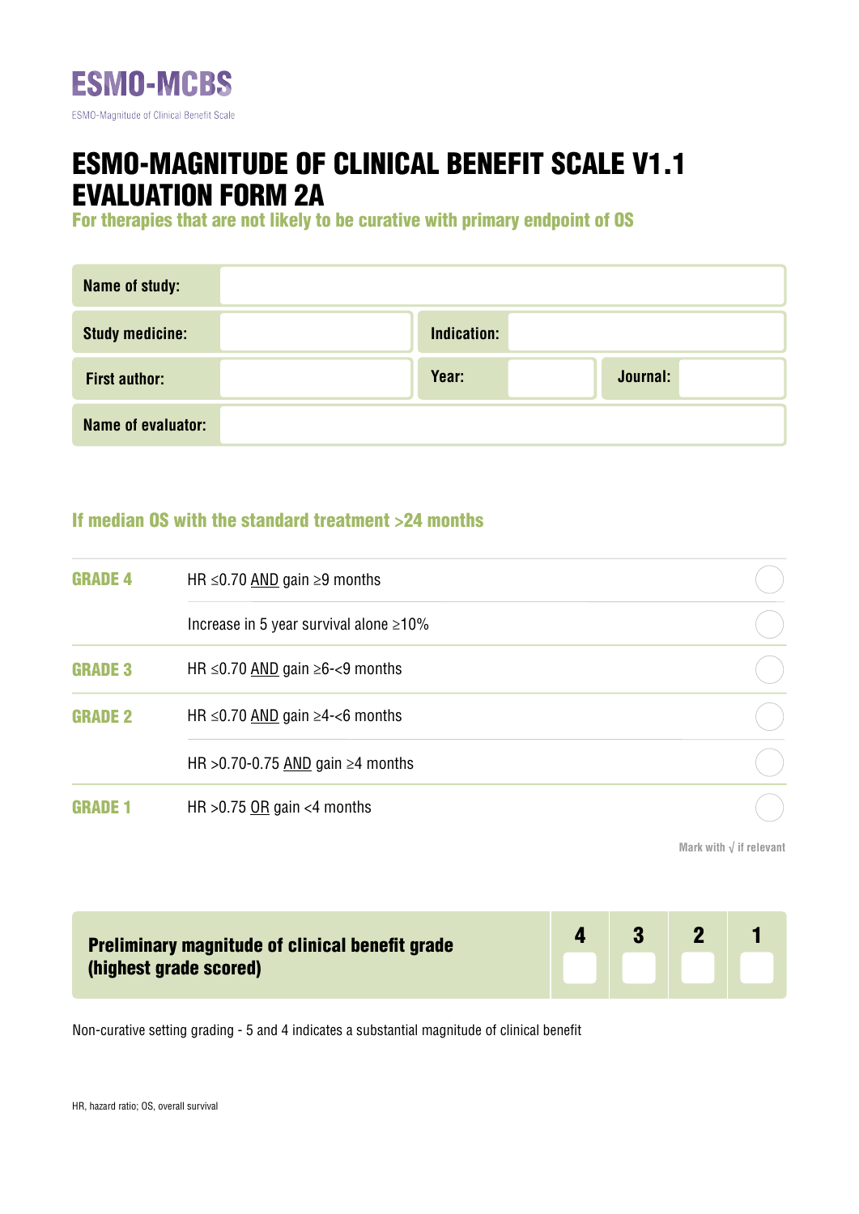# ESMO-MCBS

ESMO-Magnitude of Clinical Benefit Scale

# ESMO-MAGNITUDE OF CLINICAL BENEFIT SCALE V1.1 EVALUATION FORM 2A

## For therapies that are not likely to be curative with primary endpoint of OS

| | | | | | |
|---|---|---|---|---|---|
| **Name of study:** | | | | | |
| **Study medicine:** | | **Indication:** | | | |
| **First author:** | | **Year:** | | **Journal:** | |
| **Name of evaluator:** | | | | | |

## If median OS with the standard treatment >24 months

| | | |
|---|---|---|
| **GRADE 4** | HR ≤0.70 AND gain ≥9 months | ◯ |
| | Increase in 5 year survival alone ≥10% | ◯ |
| **GRADE 3** | HR ≤0.70 AND gain ≥6-<9 months | ◯ |
| **GRADE 2** | HR ≤0.70 AND gain ≥4-<6 months | ◯ |
| | HR >0.70-0.75 AND gain ≥4 months | ◯ |
| **GRADE 1** | HR >0.75 OR gain <4 months | ◯ |

Mark with √ if relevant

| **Preliminary magnitude of clinical benefit grade (highest grade scored)** | **4** | **3** | **2** | **1** |
|---|---|---|---|---|
| | | | | |

Non-curative setting grading - 5 and 4 indicates a substantial magnitude of clinical benefit

HR, hazard ratio; OS, overall survival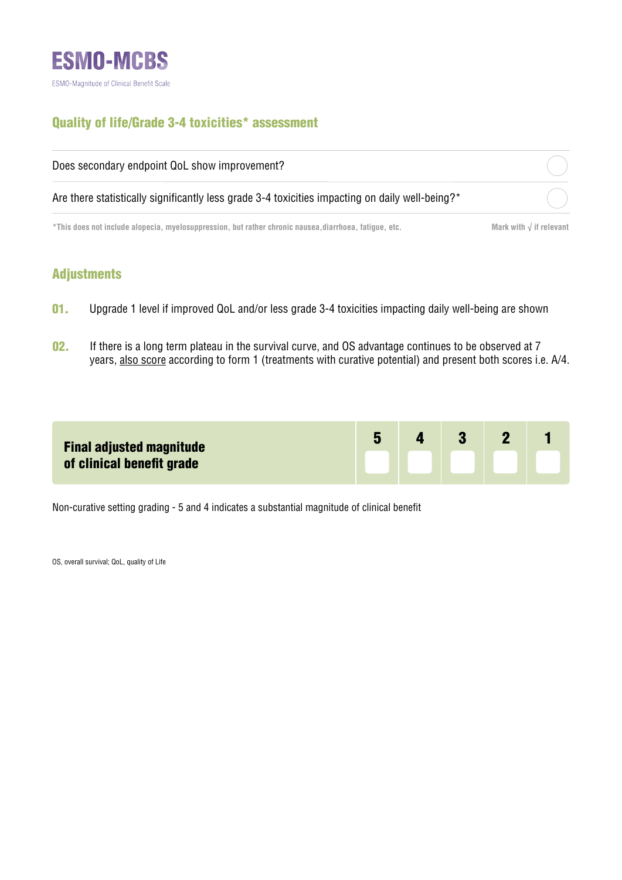# ESMO-MCBS

ESMO-Magnitude of Clinical Benefit Scale

## Quality of life/Grade 3-4 toxicities* assessment

| | |
|---|---|
| Does secondary endpoint QoL show improvement? | ◯ |
| Are there statistically significantly less grade 3-4 toxicities impacting on daily well-being?* | ◯ |

*This does not include alopecia, myelosuppression, but rather chronic nausea, diarrhoea, fatigue, etc.

Mark with √ if relevant

## Adjustments

**01.** Upgrade 1 level if improved QoL and/or less grade 3-4 toxicities impacting daily well-being are shown

**02.** If there is a long term plateau in the survival curve, and OS advantage continues to be observed at 7 years, <u>also score</u> according to form 1 (treatments with curative potential) and present both scores i.e. A/4.

| | 5 | 4 | 3 | 2 | 1 |
|---|---|---|---|---|---|
| **Final adjusted magnitude of clinical benefit grade** | | | | | |

Non-curative setting grading - 5 and 4 indicates a substantial magnitude of clinical benefit

OS, overall survival; QoL, quality of Life